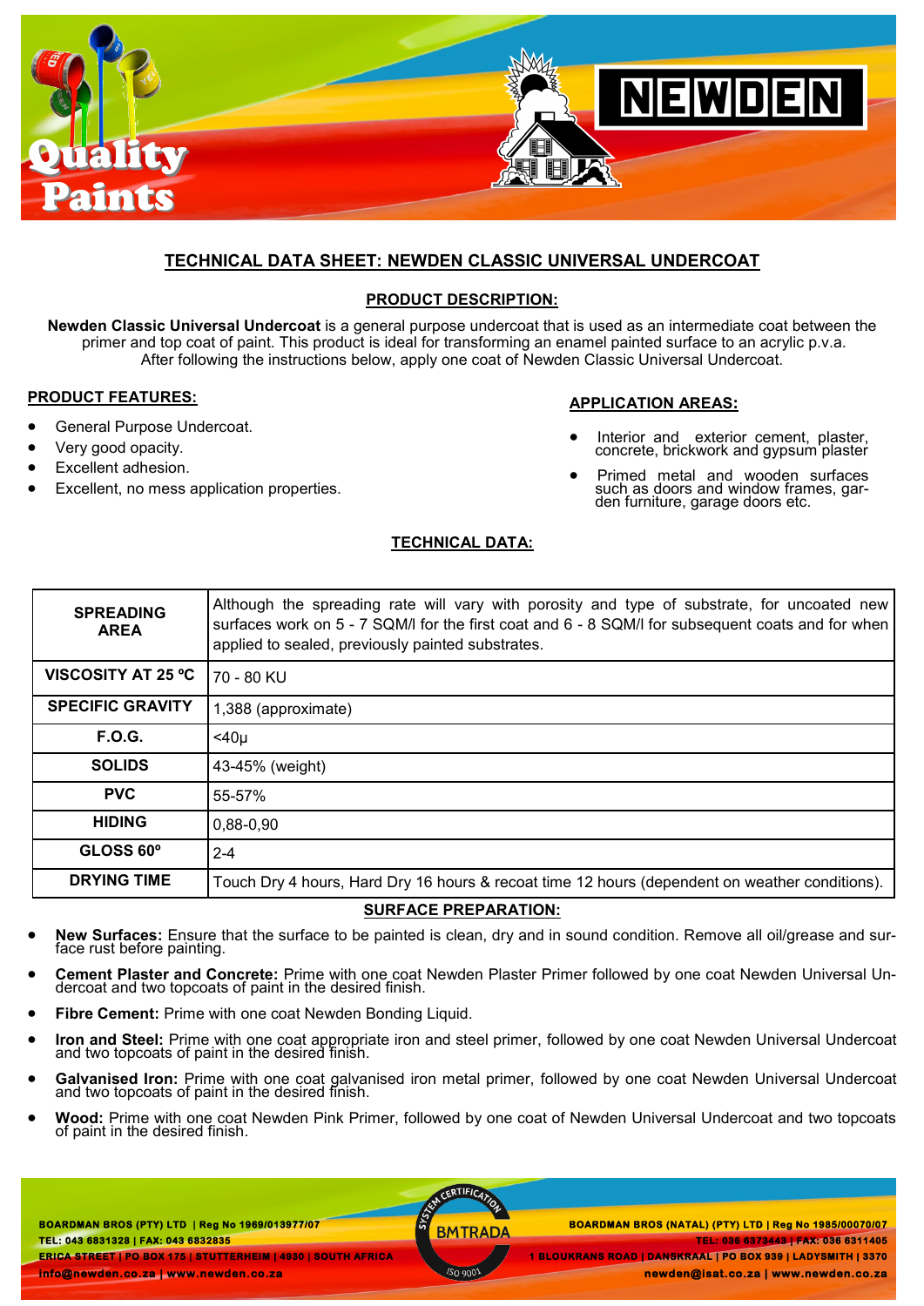# TECHNICAL DATA SHEET: NEWDEN CLASSIC UNIVERSAL UNDERCOAT

## PRODUCT DESCRIPTION:

**Newden Classic Universal Undercoat** is a general purpose undercoat that is used as an intermediate coat between the primer and top coat of paint. This product is ideal for transforming an enamel painted surface to an acrylic p.v.a. After following the instructions below, apply one coat of Newden Classic Universal Undercoat.

## PRODUCT FEATURES:

- General Purpose Undercoat.
- Very good opacity.
- Excellent adhesion.
- Excellent, no mess application properties.

## APPLICATION AREAS:

- Interior and exterior cement, plaster, concrete, brickwork and gypsum plaster
- Primed metal and wooden surfaces such as doors and window frames, garden furniture, garage doors etc.

## TECHNICAL DATA:

| | |
|---|---|
| **SPREADING AREA** | Although the spreading rate will vary with porosity and type of substrate, for uncoated new surfaces work on 5 - 7 SQM/l for the first coat and 6 - 8 SQM/l for subsequent coats and for when applied to sealed, previously painted substrates. |
| **VISCOSITY AT 25 ºC** | 70 - 80 KU |
| **SPECIFIC GRAVITY** | 1,388 (approximate) |
| **F.O.G.** | <40µ |
| **SOLIDS** | 43-45% (weight) |
| **PVC** | 55-57% |
| **HIDING** | 0,88-0,90 |
| **GLOSS 60º** | 2-4 |
| **DRYING TIME** | Touch Dry 4 hours, Hard Dry 16 hours & recoat time 12 hours (dependent on weather conditions). |

## SURFACE PREPARATION:

- **New Surfaces:** Ensure that the surface to be painted is clean, dry and in sound condition. Remove all oil/grease and surface rust before painting.
- **Cement Plaster and Concrete:** Prime with one coat Newden Plaster Primer followed by one coat Newden Universal Undercoat and two topcoats of paint in the desired finish.
- **Fibre Cement:** Prime with one coat Newden Bonding Liquid.
- **Iron and Steel:** Prime with one coat appropriate iron and steel primer, followed by one coat Newden Universal Undercoat and two topcoats of paint in the desired finish.
- **Galvanised Iron:** Prime with one coat galvanised iron metal primer, followed by one coat Newden Universal Undercoat and two topcoats of paint in the desired finish.
- **Wood:** Prime with one coat Newden Pink Primer, followed by one coat of Newden Universal Undercoat and two topcoats of paint in the desired finish.

**BOARDMAN BROS (PTY) LTD | Reg No 1969/013977/07**
TEL: 043 6831328 | FAX: 043 6832835
ERICA STREET | PO BOX 175 | STUTTERHEIM | 4930 | SOUTH AFRICA
info@newden.co.za | www.newden.co.za

**BOARDMAN BROS (NATAL) (PTY) LTD | Reg No 1985/00070/07**
TEL: 036 6373443 | FAX: 036 6311405
1 BLOUKRANS ROAD | DANSKRAAL | PO BOX 939 | LADYSMITH | 3370
newden@isat.co.za | www.newden.co.za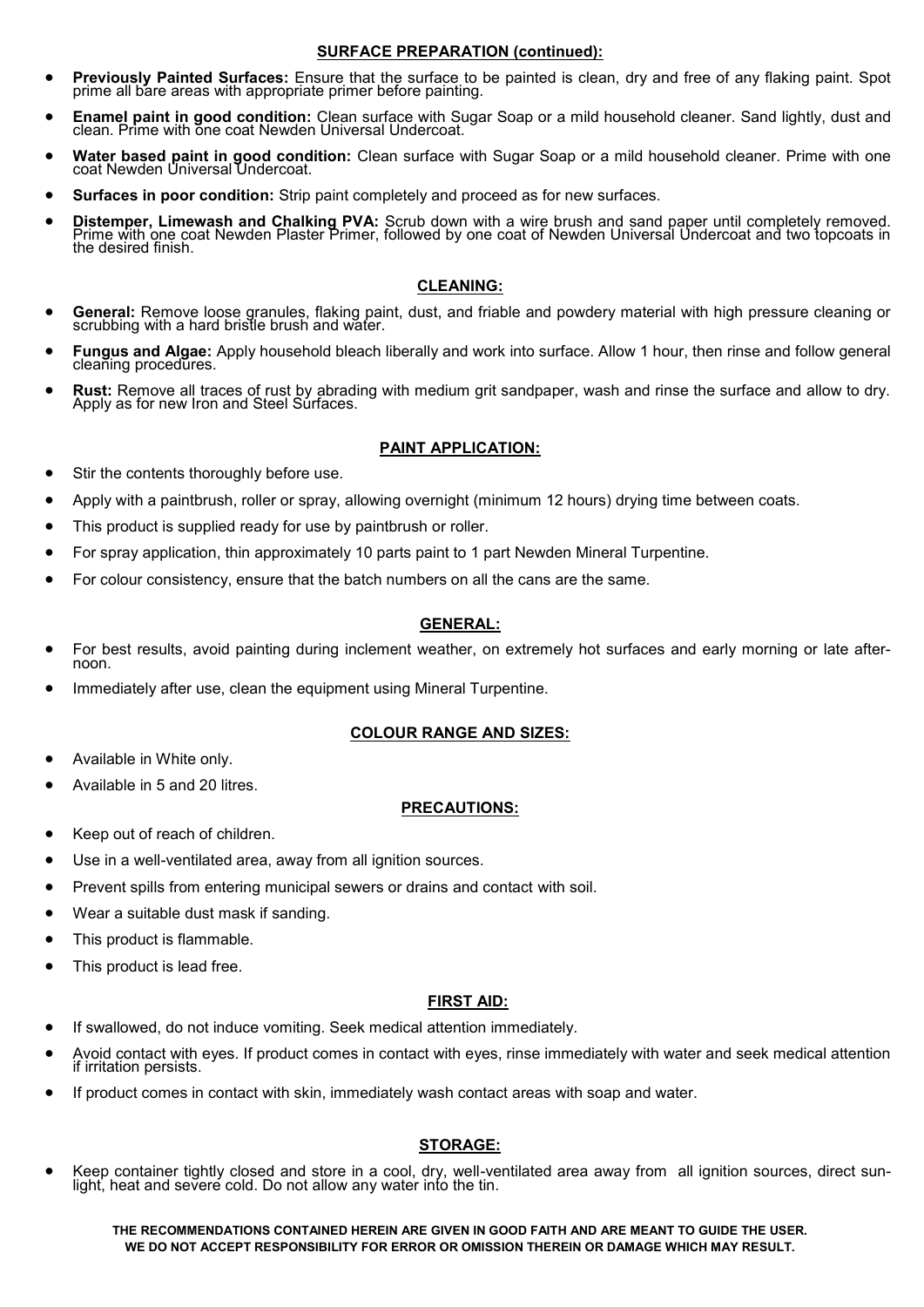## SURFACE PREPARATION (continued):

- **Previously Painted Surfaces:** Ensure that the surface to be painted is clean, dry and free of any flaking paint. Spot prime all bare areas with appropriate primer before painting.
- **Enamel paint in good condition:** Clean surface with Sugar Soap or a mild household cleaner. Sand lightly, dust and clean. Prime with one coat Newden Universal Undercoat.
- **Water based paint in good condition:** Clean surface with Sugar Soap or a mild household cleaner. Prime with one coat Newden Universal Undercoat.
- **Surfaces in poor condition:** Strip paint completely and proceed as for new surfaces.
- **Distemper, Limewash and Chalking PVA:** Scrub down with a wire brush and sand paper until completely removed. Prime with one coat Newden Plaster Primer, followed by one coat of Newden Universal Undercoat and two topcoats in the desired finish.

## CLEANING:

- **General:** Remove loose granules, flaking paint, dust, and friable and powdery material with high pressure cleaning or scrubbing with a hard bristle brush and water.
- **Fungus and Algae:** Apply household bleach liberally and work into surface. Allow 1 hour, then rinse and follow general cleaning procedures.
- **Rust:** Remove all traces of rust by abrading with medium grit sandpaper, wash and rinse the surface and allow to dry. Apply as for new Iron and Steel Surfaces.

## PAINT APPLICATION:

- Stir the contents thoroughly before use.
- Apply with a paintbrush, roller or spray, allowing overnight (minimum 12 hours) drying time between coats.
- This product is supplied ready for use by paintbrush or roller.
- For spray application, thin approximately 10 parts paint to 1 part Newden Mineral Turpentine.
- For colour consistency, ensure that the batch numbers on all the cans are the same.

## GENERAL:

- For best results, avoid painting during inclement weather, on extremely hot surfaces and early morning or late afternoon.
- Immediately after use, clean the equipment using Mineral Turpentine.

## COLOUR RANGE AND SIZES:

- Available in White only.
- Available in 5 and 20 litres.

## PRECAUTIONS:

- Keep out of reach of children.
- Use in a well-ventilated area, away from all ignition sources.
- Prevent spills from entering municipal sewers or drains and contact with soil.
- Wear a suitable dust mask if sanding.
- This product is flammable.
- This product is lead free.

## FIRST AID:

- If swallowed, do not induce vomiting. Seek medical attention immediately.
- Avoid contact with eyes. If product comes in contact with eyes, rinse immediately with water and seek medical attention if irritation persists.
- If product comes in contact with skin, immediately wash contact areas with soap and water.

## STORAGE:

- Keep container tightly closed and store in a cool, dry, well-ventilated area away from all ignition sources, direct sunlight, heat and severe cold. Do not allow any water into the tin.

**THE RECOMMENDATIONS CONTAINED HEREIN ARE GIVEN IN GOOD FAITH AND ARE MEANT TO GUIDE THE USER. WE DO NOT ACCEPT RESPONSIBILITY FOR ERROR OR OMISSION THEREIN OR DAMAGE WHICH MAY RESULT.**